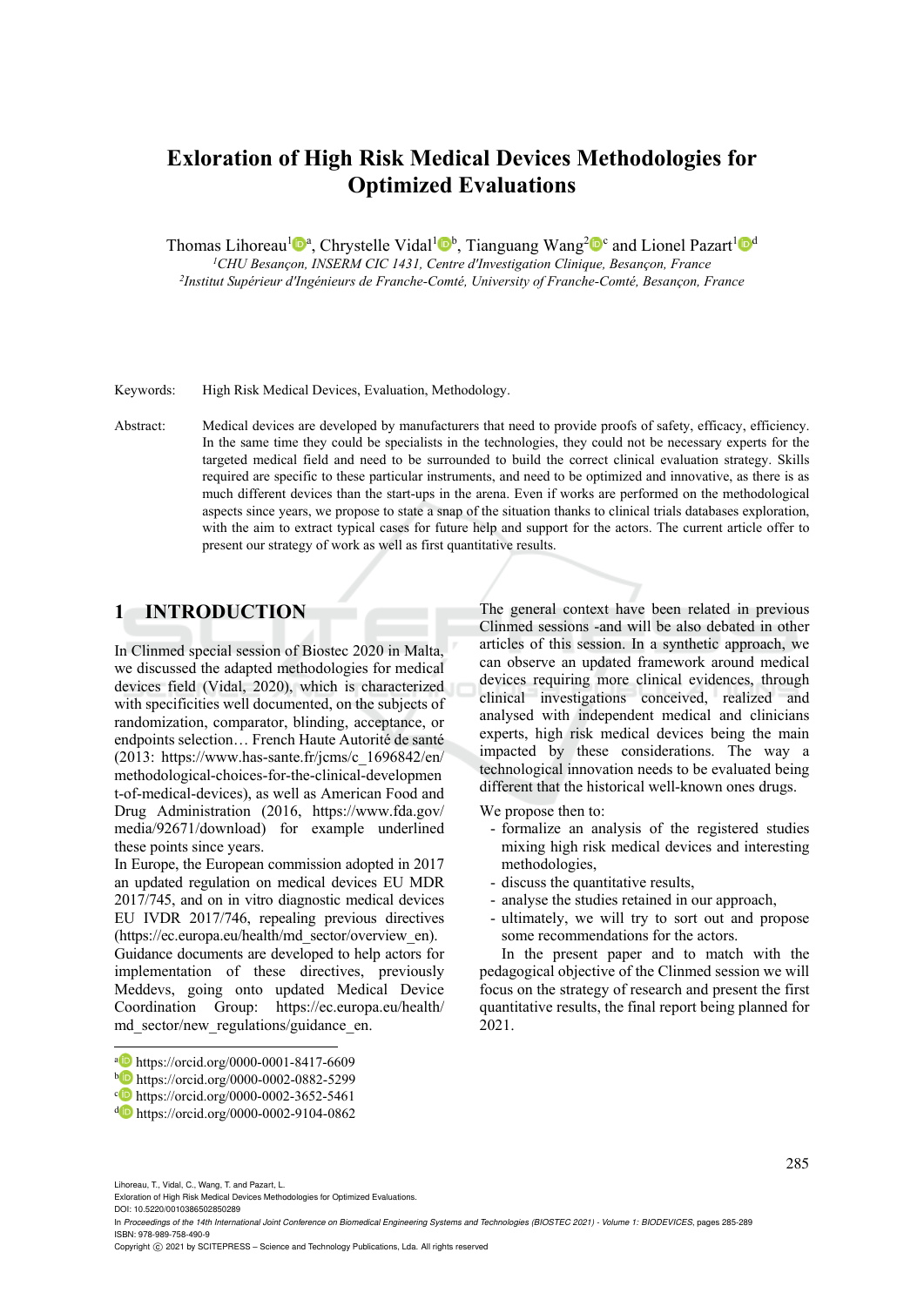# Exloration of High Risk Medical Devices Methodologies for Optimized Evaluations

Thomas Lihoreau[1][a], Chrystelle Vidal[1][b], Tianguang Wang[2][c] and Lionel Pazart[1][d]

[1]*CHU Besançon, INSERM CIC 1431, Centre d'Investigation Clinique, Besançon, France*
[2]*Institut Supérieur d'Ingénieurs de Franche-Comté, University of Franche-Comté, Besançon, France*

Keywords: High Risk Medical Devices, Evaluation, Methodology.

Abstract: Medical devices are developed by manufacturers that need to provide proofs of safety, efficacy, efficiency. In the same time they could be specialists in the technologies, they could not be necessary experts for the targeted medical field and need to be surrounded to build the correct clinical evaluation strategy. Skills required are specific to these particular instruments, and need to be optimized and innovative, as there is as much different devices than the start-ups in the arena. Even if works are performed on the methodological aspects since years, we propose to state a snap of the situation thanks to clinical trials databases exploration, with the aim to extract typical cases for future help and support for the actors. The current article offer to present our strategy of work as well as first quantitative results.

## 1 INTRODUCTION

In Clinmed special session of Biostec 2020 in Malta, we discussed the adapted methodologies for medical devices field (Vidal, 2020), which is characterized with specificities well documented, on the subjects of randomization, comparator, blinding, acceptance, or endpoints selection… French Haute Autorité de santé (2013: https://www.has-sante.fr/jcms/c_1696842/en/methodological-choices-for-the-clinical-development-of-medical-devices), as well as American Food and Drug Administration (2016, https://www.fda.gov/media/92671/download) for example underlined these points since years.

In Europe, the European commission adopted in 2017 an updated regulation on medical devices EU MDR 2017/745, and on in vitro diagnostic medical devices EU IVDR 2017/746, repealing previous directives (https://ec.europa.eu/health/md_sector/overview_en). Guidance documents are developed to help actors for implementation of these directives, previously Meddevs, going onto updated Medical Device Coordination Group: https://ec.europa.eu/health/md_sector/new_regulations/guidance_en.

The general context have been related in previous Clinmed sessions -and will be also debated in other articles of this session. In a synthetic approach, we can observe an updated framework around medical devices requiring more clinical evidences, through clinical investigations conceived, realized and analysed with independent medical and clinicians experts, high risk medical devices being the main impacted by these considerations. The way a technological innovation needs to be evaluated being different that the historical well-known ones drugs.

We propose then to:

- formalize an analysis of the registered studies mixing high risk medical devices and interesting methodologies,
- discuss the quantitative results,
- analyse the studies retained in our approach,
- ultimately, we will try to sort out and propose some recommendations for the actors.

In the present paper and to match with the pedagogical objective of the Clinmed session we will focus on the strategy of research and present the first quantitative results, the final report being planned for 2021.

---

[a] https://orcid.org/0000-0001-8417-6609
[b] https://orcid.org/0000-0002-0882-5299
[c] https://orcid.org/0000-0002-3652-5461
[d] https://orcid.org/0000-0002-9104-0862

Lihoreau, T., Vidal, C., Wang, T. and Pazart, L.
Exploration of High Risk Medical Devices Methodologies for Optimized Evaluations.
DOI: 10.5220/0010386502850289
In *Proceedings of the 14th International Joint Conference on Biomedical Engineering Systems and Technologies (BIOSTEC 2021) - Volume 1: BIODEVICES*, pages 285-289
ISBN: 978-989-758-490-9
Copyright © 2021 by SCITEPRESS – Science and Technology Publications, Lda. All rights reserved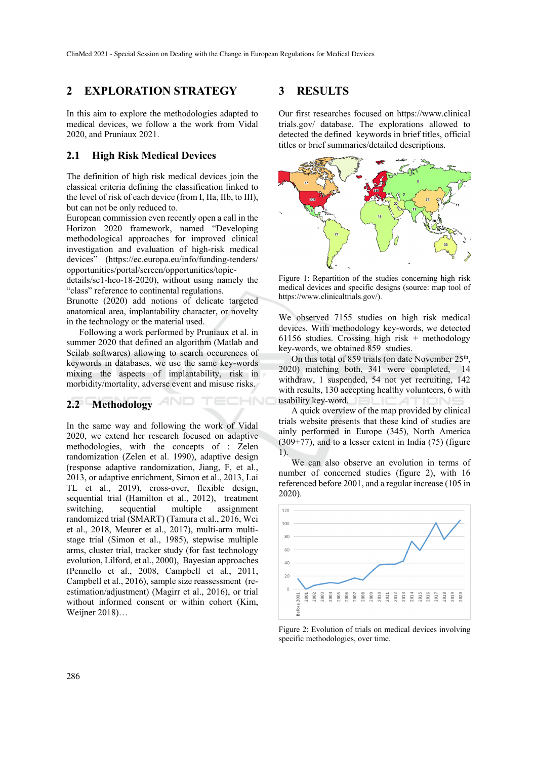## 2 EXPLORATION STRATEGY

In this aim to explore the methodologies adapted to medical devices, we follow a the work from Vidal 2020, and Pruniaux 2021.

### 2.1 High Risk Medical Devices

The definition of high risk medical devices join the classical criteria defining the classification linked to the level of risk of each device (from I, IIa, IIb, to III), but can not be only reduced to.

European commission even recently open a call in the Horizon 2020 framework, named "Developing methodological approaches for improved clinical investigation and evaluation of high-risk medical devices" (https://ec.europa.eu/info/funding-tenders/opportunities/portal/screen/opportunities/topic-details/sc1-hco-18-2020), without using namely the "class" reference to continental regulations.

Brunotte (2020) add notions of delicate targeted anatomical area, implantability character, or novelty in the technology or the material used.

Following a work performed by Pruniaux et al. in summer 2020 that defined an algorithm (Matlab and Scilab softwares) allowing to search occurences of keywords in databases, we use the same key-words mixing the aspects of implantability, risk in morbidity/mortality, adverse event and misuse risks.

### 2.2 Methodology

In the same way and following the work of Vidal 2020, we extend her research focused on adaptive methodologies, with the concepts of : Zelen randomization (Zelen et al. 1990), adaptive design (response adaptive randomization, Jiang, F, et al., 2013, or adaptive enrichment, Simon et al., 2013, Lai TL et al., 2019), cross-over, flexible design, sequential trial (Hamilton et al., 2012), treatment switching, sequential multiple assignment randomized trial (SMART) (Tamura et al., 2016, Wei et al., 2018, Meurer et al., 2017), multi-arm multi-stage trial (Simon et al., 1985), stepwise multiple arms, cluster trial, tracker study (for fast technology evolution, Lilford, et al., 2000), Bayesian approaches (Pennello et al., 2008, Campbell et al., 2011, Campbell et al., 2016), sample size reassessment (re-estimation/adjustment) (Magirr et al., 2016), or trial without informed consent or within cohort (Kim, Weijner 2018)…

## 3 RESULTS

Our first researches focused on https://www.clinicaltrials.gov/ database. The explorations allowed to detected the defined keywords in brief titles, official titles or brief summaries/detailed descriptions.

Figure 1: Repartition of the studies concerning high risk medical devices and specific designs (source: map tool of https://www.clinicaltrials.gov/).

We observed 7155 studies on high risk medical devices. With methodology key-words, we detected 61156 studies. Crossing high risk + methodology key-words, we obtained 859 studies.

On this total of 859 trials (on date November 25th, 2020) matching both, 341 were completed, 14 withdraw, 1 suspended, 54 not yet recruiting, 142 with results, 130 accepting healthy volunteers, 6 with usability key-word.

A quick overview of the map provided by clinical trials website presents that these kind of studies are ainly performed in Europe (345), North America (309+77), and to a lesser extent in India (75) (figure 1).

We can also observe an evolution in terms of number of concerned studies (figure 2), with 16 referenced before 2001, and a regular increase (105 in 2020).

Figure 2: Evolution of trials on medical devices involving specific methodologies, over time.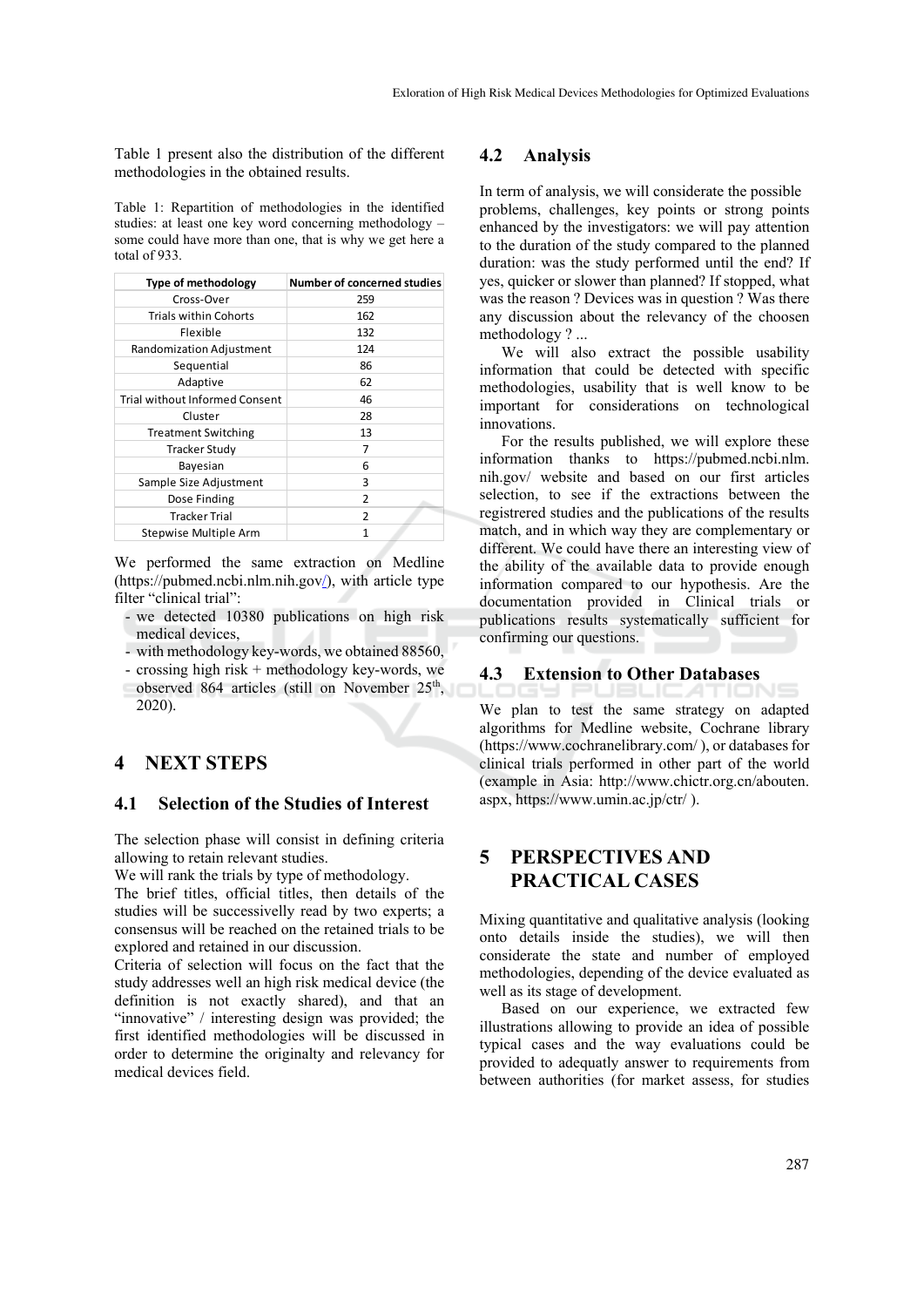Table 1 present also the distribution of the different methodologies in the obtained results.

Table 1: Repartition of methodologies in the identified studies: at least one key word concerning methodology – some could have more than one, that is why we get here a total of 933.

| Type of methodology | Number of concerned studies |
|---|---|
| Cross-Over | 259 |
| Trials within Cohorts | 162 |
| Flexible | 132 |
| Randomization Adjustment | 124 |
| Sequential | 86 |
| Adaptive | 62 |
| Trial without Informed Consent | 46 |
| Cluster | 28 |
| Treatment Switching | 13 |
| Tracker Study | 7 |
| Bayesian | 6 |
| Sample Size Adjustment | 3 |
| Dose Finding | 2 |
| Tracker Trial | 2 |
| Stepwise Multiple Arm | 1 |

We performed the same extraction on Medline (https://pubmed.ncbi.nlm.nih.gov/), with article type filter "clinical trial":

- we detected 10380 publications on high risk medical devices,
- with methodology key-words, we obtained 88560,
- crossing high risk + methodology key-words, we observed 864 articles (still on November 25th, 2020).

# 4 NEXT STEPS

## 4.1 Selection of the Studies of Interest

The selection phase will consist in defining criteria allowing to retain relevant studies.

We will rank the trials by type of methodology.

The brief titles, official titles, then details of the studies will be successively read by two experts; a consensus will be reached on the retained trials to be explored and retained in our discussion.

Criteria of selection will focus on the fact that the study addresses well an high risk medical device (the definition is not exactly shared), and that an "innovative" / interesting design was provided; the first identified methodologies will be discussed in order to determine the originalty and relevancy for medical devices field.

## 4.2 Analysis

In term of analysis, we will considerate the possible problems, challenges, key points or strong points enhanced by the investigators: we will pay attention to the duration of the study compared to the planned duration: was the study performed until the end? If yes, quicker or slower than planned? If stopped, what was the reason ? Devices was in question ? Was there any discussion about the relevancy of the choosen methodology ? ...

We will also extract the possible usability information that could be detected with specific methodologies, usability that is well know to be important for considerations on technological innovations.

For the results published, we will explore these information thanks to https://pubmed.ncbi.nlm.nih.gov/ website and based on our first articles selection, to see if the extractions between the registrered studies and the publications of the results match, and in which way they are complementary or different. We could have there an interesting view of the ability of the available data to provide enough information compared to our hypothesis. Are the documentation provided in Clinical trials or publications results systematically sufficient for confirming our questions.

## 4.3 Extension to Other Databases

We plan to test the same strategy on adapted algorithms for Medline website, Cochrane library (https://www.cochranelibrary.com/ ), or databases for clinical trials performed in other part of the world (example in Asia: http://www.chictr.org.cn/abouten.aspx, https://www.umin.ac.jp/ctr/ ).

# 5 PERSPECTIVES AND PRACTICAL CASES

Mixing quantitative and qualitative analysis (looking onto details inside the studies), we will then considerate the state and number of employed methodologies, depending of the device evaluated as well as its stage of development.

Based on our experience, we extracted few illustrations allowing to provide an idea of possible typical cases and the way evaluations could be provided to adequatly answer to requirements from between authorities (for market assess, for studies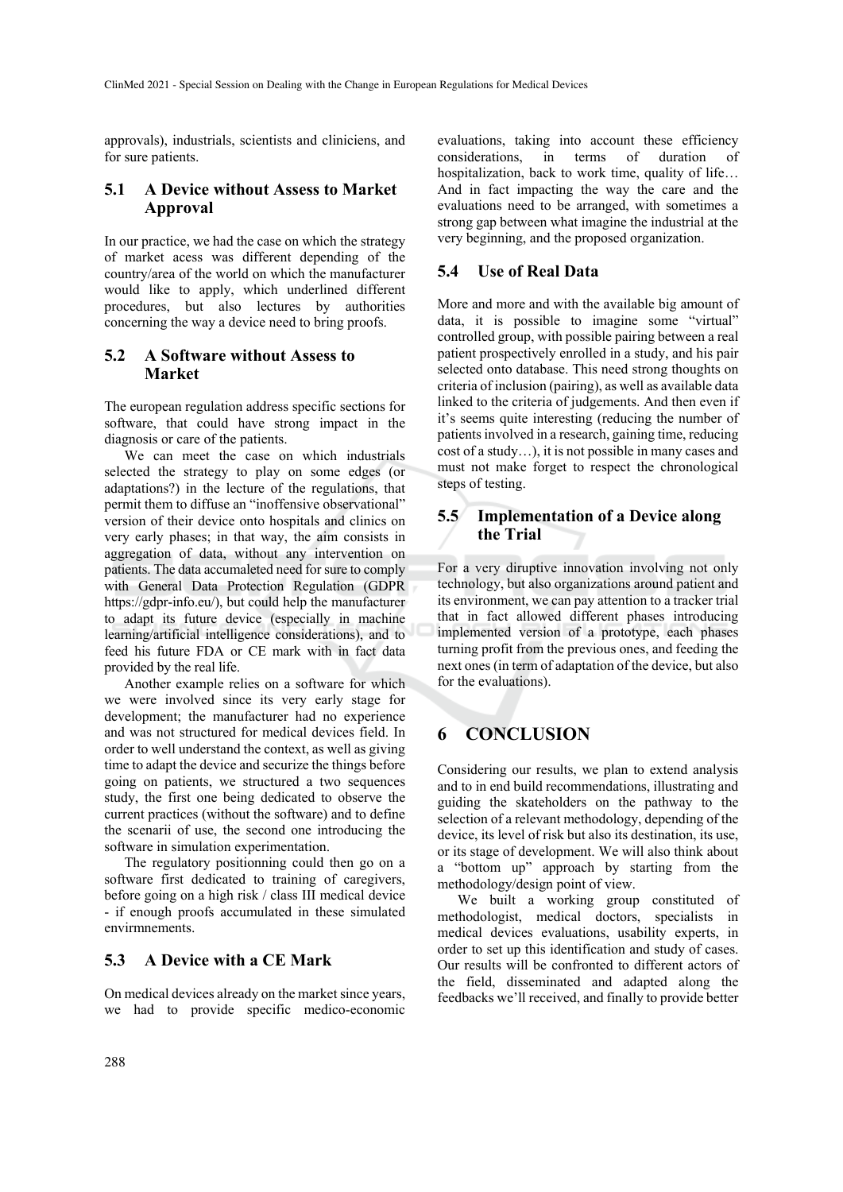approvals), industrials, scientists and cliniciens, and for sure patients.

## 5.1 A Device without Assess to Market Approval

In our practice, we had the case on which the strategy of market acess was different depending of the country/area of the world on which the manufacturer would like to apply, which underlined different procedures, but also lectures by authorities concerning the way a device need to bring proofs.

## 5.2 A Software without Assess to Market

The european regulation address specific sections for software, that could have strong impact in the diagnosis or care of the patients.

We can meet the case on which industrials selected the strategy to play on some edges (or adaptations?) in the lecture of the regulations, that permit them to diffuse an "inoffensive observational" version of their device onto hospitals and clinics on very early phases; in that way, the aim consists in aggregation of data, without any intervention on patients. The data accumaleted need for sure to comply with General Data Protection Regulation (GDPR https://gdpr-info.eu/), but could help the manufacturer to adapt its future device (especially in machine learning/artificial intelligence considerations), and to feed his future FDA or CE mark with in fact data provided by the real life.

Another example relies on a software for which we were involved since its very early stage for development; the manufacturer had no experience and was not structured for medical devices field. In order to well understand the context, as well as giving time to adapt the device and securize the things before going on patients, we structured a two sequences study, the first one being dedicated to observe the current practices (without the software) and to define the scenarii of use, the second one introducing the software in simulation experimentation.

The regulatory positionning could then go on a software first dedicated to training of caregivers, before going on a high risk / class III medical device - if enough proofs accumulated in these simulated envirmnements.

## 5.3 A Device with a CE Mark

On medical devices already on the market since years, we had to provide specific medico-economic evaluations, taking into account these efficiency considerations, in terms of duration of hospitalization, back to work time, quality of life… And in fact impacting the way the care and the evaluations need to be arranged, with sometimes a strong gap between what imagine the industrial at the very beginning, and the proposed organization.

## 5.4 Use of Real Data

More and more and with the available big amount of data, it is possible to imagine some "virtual" controlled group, with possible pairing between a real patient prospectively enrolled in a study, and his pair selected onto database. This need strong thoughts on criteria of inclusion (pairing), as well as available data linked to the criteria of judgements. And then even if it's seems quite interesting (reducing the number of patients involved in a research, gaining time, reducing cost of a study…), it is not possible in many cases and must not make forget to respect the chronological steps of testing.

## 5.5 Implementation of a Device along the Trial

For a very diruptive innovation involving not only technology, but also organizations around patient and its environment, we can pay attention to a tracker trial that in fact allowed different phases introducing implemented version of a prototype, each phases turning profit from the previous ones, and feeding the next ones (in term of adaptation of the device, but also for the evaluations).

# 6 CONCLUSION

Considering our results, we plan to extend analysis and to in end build recommendations, illustrating and guiding the skateholders on the pathway to the selection of a relevant methodology, depending of the device, its level of risk but also its destination, its use, or its stage of development. We will also think about a "bottom up" approach by starting from the methodology/design point of view.

We built a working group constituted of methodologist, medical doctors, specialists in medical devices evaluations, usability experts, in order to set up this identification and study of cases. Our results will be confronted to different actors of the field, disseminated and adapted along the feedbacks we'll received, and finally to provide better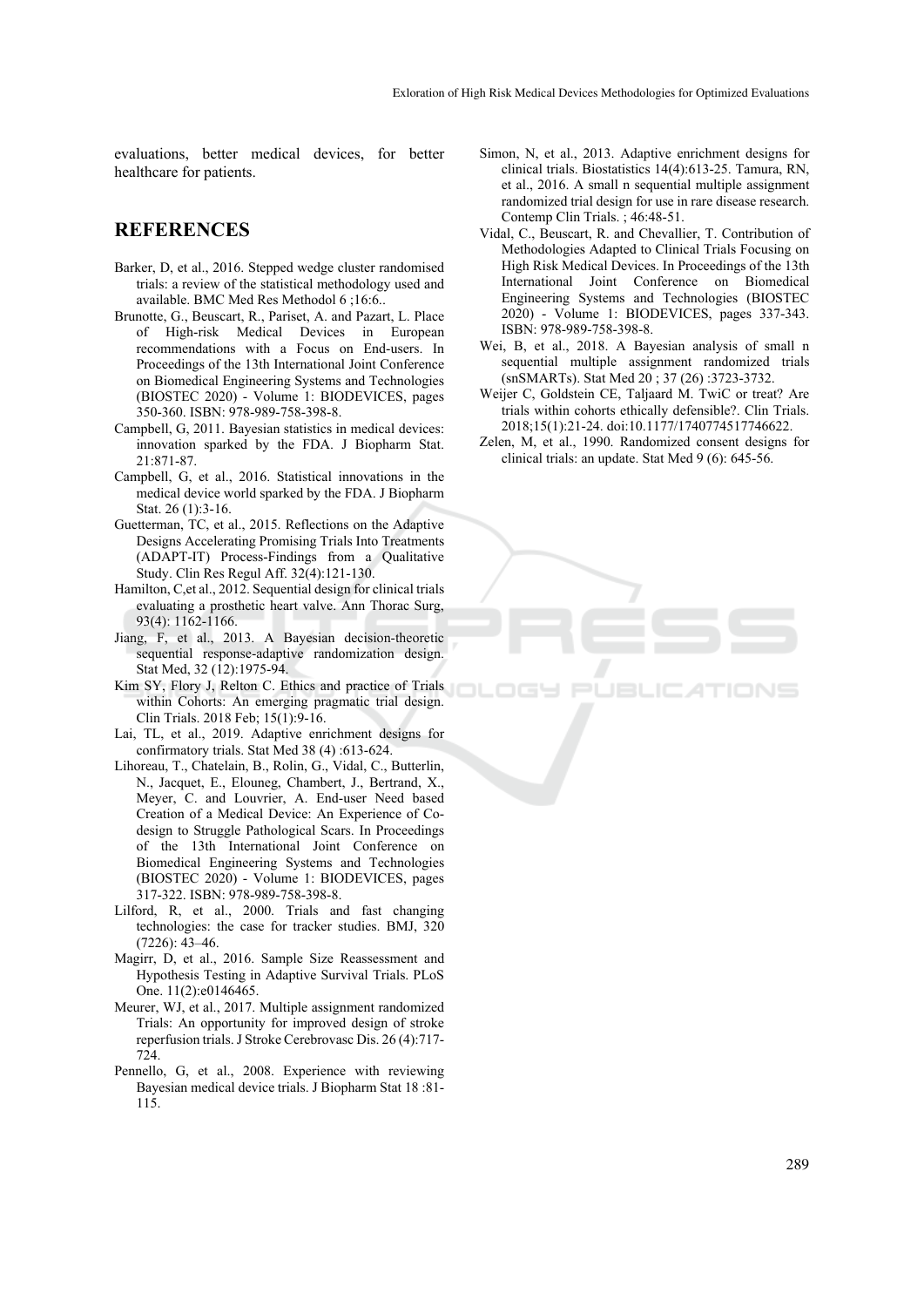evaluations, better medical devices, for better healthcare for patients.

## REFERENCES

Barker, D, et al., 2016. Stepped wedge cluster randomised trials: a review of the statistical methodology used and available. BMC Med Res Methodol 6 ;16:6..

Brunotte, G., Beuscart, R., Pariset, A. and Pazart, L. Place of High-risk Medical Devices in European recommendations with a Focus on End-users. In Proceedings of the 13th International Joint Conference on Biomedical Engineering Systems and Technologies (BIOSTEC 2020) - Volume 1: BIODEVICES, pages 350-360. ISBN: 978-989-758-398-8.

Campbell, G, 2011. Bayesian statistics in medical devices: innovation sparked by the FDA. J Biopharm Stat. 21:871-87.

Campbell, G, et al., 2016. Statistical innovations in the medical device world sparked by the FDA. J Biopharm Stat. 26 (1):3-16.

Guetterman, TC, et al., 2015. Reflections on the Adaptive Designs Accelerating Promising Trials Into Treatments (ADAPT-IT) Process-Findings from a Qualitative Study. Clin Res Regul Aff. 32(4):121-130.

Hamilton, C,et al., 2012. Sequential design for clinical trials evaluating a prosthetic heart valve. Ann Thorac Surg, 93(4): 1162-1166.

Jiang, F, et al., 2013. A Bayesian decision-theoretic sequential response-adaptive randomization design. Stat Med, 32 (12):1975-94.

Kim SY, Flory J, Relton C. Ethics and practice of Trials within Cohorts: An emerging pragmatic trial design. Clin Trials. 2018 Feb; 15(1):9-16.

Lai, TL, et al., 2019. Adaptive enrichment designs for confirmatory trials. Stat Med 38 (4) :613-624.

Lihoreau, T., Chatelain, B., Rolin, G., Vidal, C., Butterlin, N., Jacquet, E., Elouneg, Chambert, J., Bertrand, X., Meyer, C. and Louvrier, A. End-user Need based Creation of a Medical Device: An Experience of Co-design to Struggle Pathological Scars. In Proceedings of the 13th International Joint Conference on Biomedical Engineering Systems and Technologies (BIOSTEC 2020) - Volume 1: BIODEVICES, pages 317-322. ISBN: 978-989-758-398-8.

Lilford, R, et al., 2000. Trials and fast changing technologies: the case for tracker studies. BMJ, 320 (7226): 43–46.

Magirr, D, et al., 2016. Sample Size Reassessment and Hypothesis Testing in Adaptive Survival Trials. PLoS One. 11(2):e0146465.

Meurer, WJ, et al., 2017. Multiple assignment randomized Trials: An opportunity for improved design of stroke reperfusion trials. J Stroke Cerebrovasc Dis. 26 (4):717-724.

Pennello, G, et al., 2008. Experience with reviewing Bayesian medical device trials. J Biopharm Stat 18 :81-115.

Simon, N, et al., 2013. Adaptive enrichment designs for clinical trials. Biostatistics 14(4):613-25. Tamura, RN, et al., 2016. A small n sequential multiple assignment randomized trial design for use in rare disease research. Contemp Clin Trials. ; 46:48-51.

Vidal, C., Beuscart, R. and Chevallier, T. Contribution of Methodologies Adapted to Clinical Trials Focusing on High Risk Medical Devices. In Proceedings of the 13th International Joint Conference on Biomedical Engineering Systems and Technologies (BIOSTEC 2020) - Volume 1: BIODEVICES, pages 337-343. ISBN: 978-989-758-398-8.

Wei, B, et al., 2018. A Bayesian analysis of small n sequential multiple assignment randomized trials (snSMARTs). Stat Med 20 ; 37 (26) :3723-3732.

Weijer C, Goldstein CE, Taljaard M. TwiC or treat? Are trials within cohorts ethically defensible?. Clin Trials. 2018;15(1):21-24. doi:10.1177/1740774517746622.

Zelen, M, et al., 1990. Randomized consent designs for clinical trials: an update. Stat Med 9 (6): 645-56.